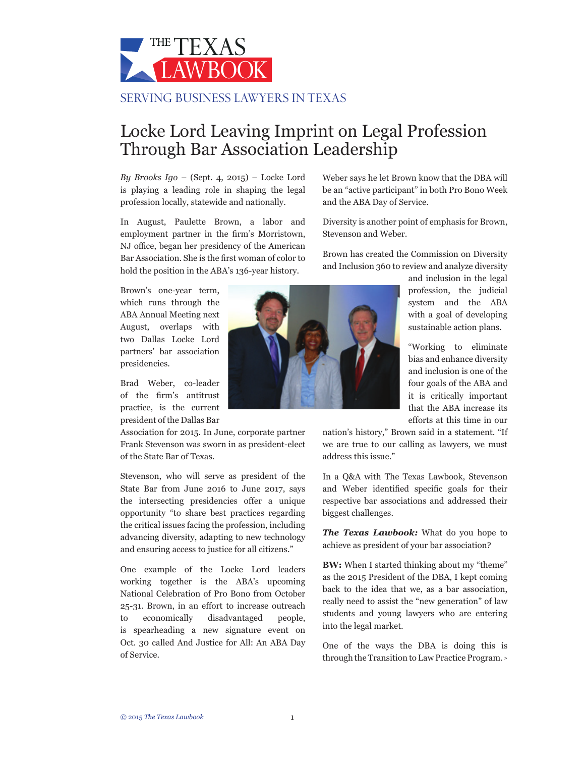# THE TEXAS LAWBOOK

SERVING BUSINESS LAWYERS IN TEXAS

# Locke Lord Leaving Imprint on Legal Profession Through Bar Association Leadership

*By Brooks Igo* – (Sept. 4, 2015) – Locke Lord is playing a leading role in shaping the legal profession locally, statewide and nationally.

In August, Paulette Brown, a labor and employment partner in the firm's Morristown, NJ office, began her presidency of the American Bar Association. She is the first woman of color to hold the position in the ABA's 136-year history.

Brown's one-year term, which runs through the ABA Annual Meeting next August, overlaps with two Dallas Locke Lord partners' bar association presidencies.

Brad Weber, co-leader of the firm's antitrust practice, is the current president of the Dallas Bar Association for 2015. In June, corporate partner Frank Stevenson was sworn in as president-elect of the State Bar of Texas.

Stevenson, who will serve as president of the State Bar from June 2016 to June 2017, says the intersecting presidencies offer a unique opportunity "to share best practices regarding the critical issues facing the profession, including advancing diversity, adapting to new technology and ensuring access to justice for all citizens."

One example of the Locke Lord leaders working together is the ABA's upcoming National Celebration of Pro Bono from October 25-31. Brown, in an effort to increase outreach to economically disadvantaged people, is spearheading a new signature event on Oct. 30 called And Justice for All: An ABA Day of Service.

Weber says he let Brown know that the DBA will be an "active participant" in both Pro Bono Week and the ABA Day of Service.

Diversity is another point of emphasis for Brown, Stevenson and Weber.

Brown has created the Commission on Diversity and Inclusion 360 to review and analyze diversity and inclusion in the legal profession, the judicial system and the ABA with a goal of developing sustainable action plans.

"Working to eliminate bias and enhance diversity and inclusion is one of the four goals of the ABA and it is critically important that the ABA increase its efforts at this time in our nation's history," Brown said in a statement. "If we are true to our calling as lawyers, we must address this issue."

In a Q&A with The Texas Lawbook, Stevenson and Weber identified specific goals for their respective bar associations and addressed their biggest challenges.

***The Texas Lawbook:*** What do you hope to achieve as president of your bar association?

**BW:** When I started thinking about my "theme" as the 2015 President of the DBA, I kept coming back to the idea that we, as a bar association, really need to assist the "new generation" of law students and young lawyers who are entering into the legal market.

One of the ways the DBA is doing this is through the Transition to Law Practice Program. >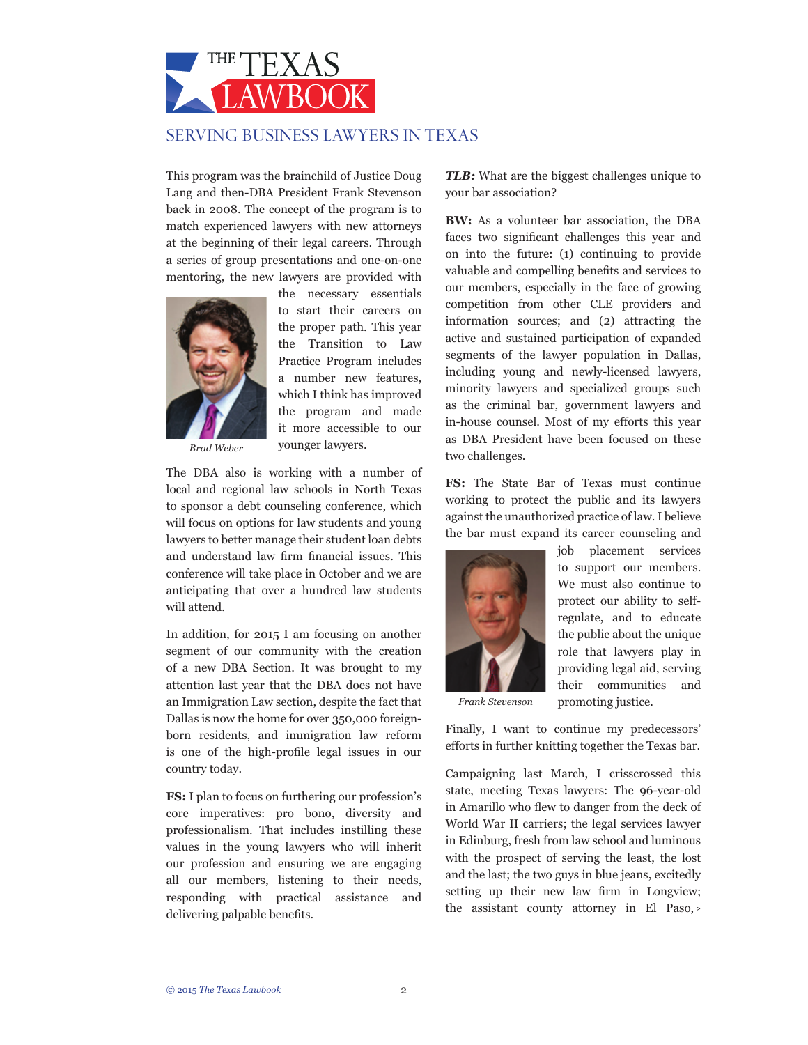# THE TEXAS LAWBOOK

SERVING BUSINESS LAWYERS IN TEXAS

This program was the brainchild of Justice Doug Lang and then-DBA President Frank Stevenson back in 2008. The concept of the program is to match experienced lawyers with new attorneys at the beginning of their legal careers. Through a series of group presentations and one-on-one mentoring, the new lawyers are provided with the necessary essentials to start their careers on the proper path. This year the Transition to Law Practice Program includes a number new features, which I think has improved the program and made it more accessible to our younger lawyers.

*Brad Weber*

The DBA also is working with a number of local and regional law schools in North Texas to sponsor a debt counseling conference, which will focus on options for law students and young lawyers to better manage their student loan debts and understand law firm financial issues. This conference will take place in October and we are anticipating that over a hundred law students will attend.

In addition, for 2015 I am focusing on another segment of our community with the creation of a new DBA Section. It was brought to my attention last year that the DBA does not have an Immigration Law section, despite the fact that Dallas is now the home for over 350,000 foreign-born residents, and immigration law reform is one of the high-profile legal issues in our country today.

**FS:** I plan to focus on furthering our profession's core imperatives: pro bono, diversity and professionalism. That includes instilling these values in the young lawyers who will inherit our profession and ensuring we are engaging all our members, listening to their needs, responding with practical assistance and delivering palpable benefits.

***TLB:*** What are the biggest challenges unique to your bar association?

**BW:** As a volunteer bar association, the DBA faces two significant challenges this year and on into the future: (1) continuing to provide valuable and compelling benefits and services to our members, especially in the face of growing competition from other CLE providers and information sources; and (2) attracting the active and sustained participation of expanded segments of the lawyer population in Dallas, including young and newly-licensed lawyers, minority lawyers and specialized groups such as the criminal bar, government lawyers and in-house counsel. Most of my efforts this year as DBA President have been focused on these two challenges.

**FS:** The State Bar of Texas must continue working to protect the public and its lawyers against the unauthorized practice of law. I believe the bar must expand its career counseling and job placement services to support our members. We must also continue to protect our ability to self-regulate, and to educate the public about the unique role that lawyers play in providing legal aid, serving their communities and promoting justice.

*Frank Stevenson*

Finally, I want to continue my predecessors' efforts in further knitting together the Texas bar.

Campaigning last March, I crisscrossed this state, meeting Texas lawyers: The 96-year-old in Amarillo who flew to danger from the deck of World War II carriers; the legal services lawyer in Edinburg, fresh from law school and luminous with the prospect of serving the least, the lost and the last; the two guys in blue jeans, excitedly setting up their new law firm in Longview; the assistant county attorney in El Paso, >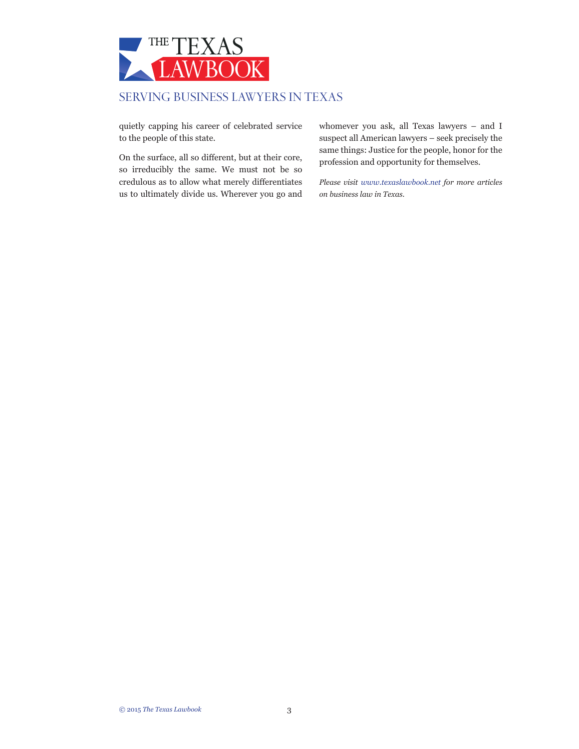quietly capping his career of celebrated service to the people of this state.

On the surface, all so different, but at their core, so irreducibly the same. We must not be so credulous as to allow what merely differentiates us to ultimately divide us. Wherever you go and whomever you ask, all Texas lawyers – and I suspect all American lawyers – seek precisely the same things: Justice for the people, honor for the profession and opportunity for themselves.

*Please visit www.texaslawbook.net for more articles on business law in Texas.*